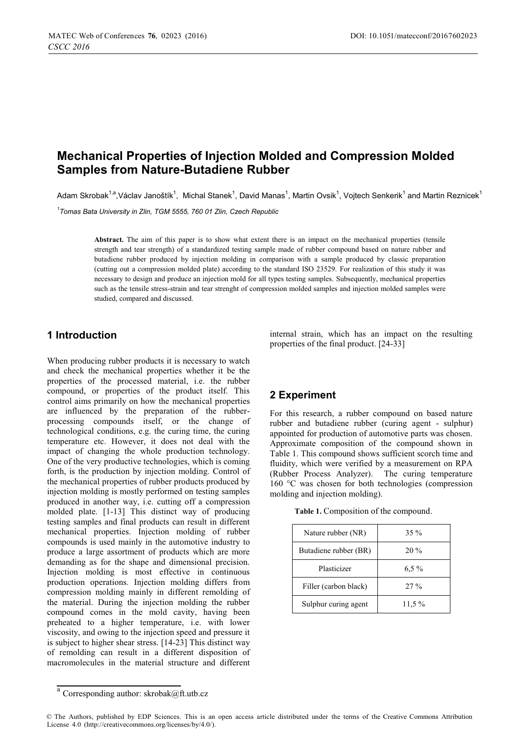# Mechanical Properties of Injection Molded and Compression Molded Samples from Nature-Butadiene Rubber

Adam Skrobak[1,a], Václav Janoštík[1], Michal Stanek[1], David Manas[1], Martin Ovsik[1], Vojtech Senkerik[1] and Martin Reznicek[1]

[1]*Tomas Bata University in Zlin, TGM 5555, 760 01 Zlin, Czech Republic*

**Abstract.** The aim of this paper is to show what extent there is an impact on the mechanical properties (tensile strength and tear strength) of a standardized testing sample made of rubber compound based on nature rubber and butadiene rubber produced by injection molding in comparison with a sample produced by classic preparation (cutting out a compression molded plate) according to the standard ISO 23529. For realization of this study it was necessary to design and produce an injection mold for all types testing samples. Subsequently, mechanical properties such as the tensile stress-strain and tear strenght of compression molded samples and injection molded samples were studied, compared and discussed.

## 1 Introduction

When producing rubber products it is necessary to watch and check the mechanical properties whether it be the properties of the processed material, i.e. the rubber compound, or properties of the product itself. This control aims primarily on how the mechanical properties are influenced by the preparation of the rubber-processing compounds itself, or the change of technological conditions, e.g. the curing time, the curing temperature etc. However, it does not deal with the impact of changing the whole production technology. One of the very productive technologies, which is coming forth, is the production by injection molding. Control of the mechanical properties of rubber products produced by injection molding is mostly performed on testing samples produced in another way, i.e. cutting off a compression molded plate. [1-13] This distinct way of producing testing samples and final products can result in different mechanical properties. Injection molding of rubber compounds is used mainly in the automotive industry to produce a large assortment of products which are more demanding as for the shape and dimensional precision. Injection molding is most effective in continuous production operations. Injection molding differs from compression molding mainly in different remolding of the material. During the injection molding the rubber compound comes in the mold cavity, having been preheated to a higher temperature, i.e. with lower viscosity, and owing to the injection speed and pressure it is subject to higher shear stress. [14-23] This distinct way of remolding can result in a different disposition of macromolecules in the material structure and different internal strain, which has an impact on the resulting properties of the final product. [24-33]

## 2 Experiment

For this research, a rubber compound on based nature rubber and butadiene rubber (curing agent - sulphur) appointed for production of automotive parts was chosen. Approximate composition of the compound shown in Table 1. This compound shows sufficient scorch time and fluidity, which were verified by a measurement on RPA (Rubber Process Analyzer). The curing temperature 160 °C was chosen for both technologies (compression molding and injection molding).

**Table 1.** Composition of the compound.

| | |
|---|---|
| Nature rubber (NR) | 35 % |
| Butadiene rubber (BR) | 20 % |
| Plasticizer | 6,5 % |
| Filler (carbon black) | 27 % |
| Sulphur curing agent | 11,5 % |

[a] Corresponding author: skrobak@ft.utb.cz

© The Authors, published by EDP Sciences. This is an open access article distributed under the terms of the Creative Commons Attribution License 4.0 (http://creativecommons.org/licenses/by/4.0/).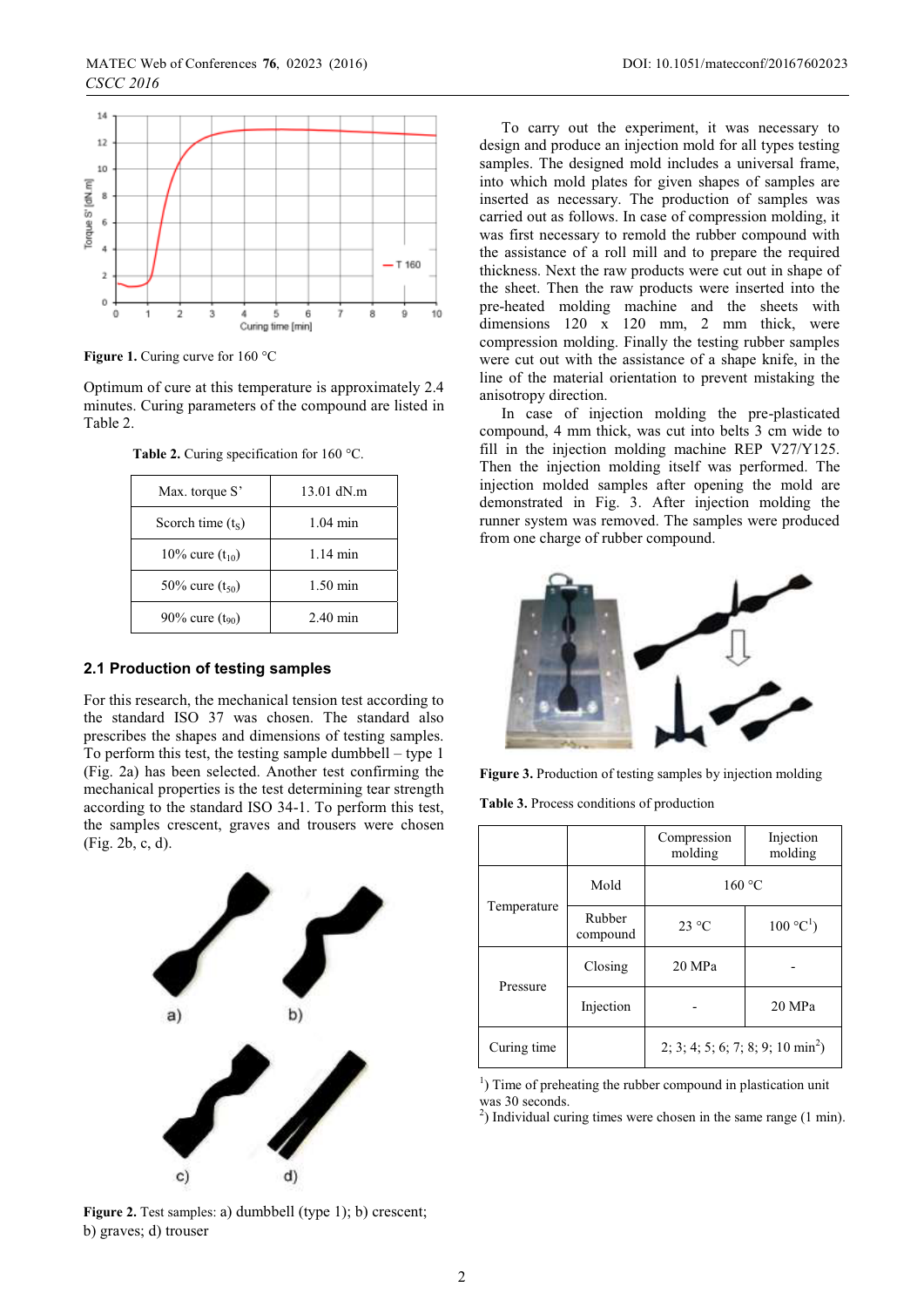Figure 1. Curing curve for 160 °C

Optimum of cure at this temperature is approximately 2.4 minutes. Curing parameters of the compound are listed in Table 2.

**Table 2.** Curing specification for 160 °C.

| | |
|---|---|
| Max. torque S' | 13.01 dN.m |
| Scorch time ($t_S$) | 1.04 min |
| 10% cure ($t_{10}$) | 1.14 min |
| 50% cure ($t_{50}$) | 1.50 min |
| 90% cure ($t_{90}$) | 2.40 min |

## 2.1 Production of testing samples

For this research, the mechanical tension test according to the standard ISO 37 was chosen. The standard also prescribes the shapes and dimensions of testing samples. To perform this test, the testing sample dumbbell – type 1 (Fig. 2a) has been selected. Another test confirming the mechanical properties is the test determining tear strength according to the standard ISO 34-1. To perform this test, the samples crescent, graves and trousers were chosen (Fig. 2b, c, d).

**Figure 2.** Test samples: a) dumbbell (type 1); b) crescent; b) graves; d) trouser

To carry out the experiment, it was necessary to design and produce an injection mold for all types testing samples. The designed mold includes a universal frame, into which mold plates for given shapes of samples are inserted as necessary. The production of samples was carried out as follows. In case of compression molding, it was first necessary to remold the rubber compound with the assistance of a roll mill and to prepare the required thickness. Next the raw products were cut out in shape of the sheet. Then the raw products were inserted into the pre-heated molding machine and the sheets with dimensions 120 x 120 mm, 2 mm thick, were compression molding. Finally the testing rubber samples were cut out with the assistance of a shape knife, in the line of the material orientation to prevent mistaking the anisotropy direction.

In case of injection molding the pre-plasticated compound, 4 mm thick, was cut into belts 3 cm wide to fill in the injection molding machine REP V27/Y125. Then the injection molding itself was performed. The injection molded samples after opening the mold are demonstrated in Fig. 3. After injection molding the runner system was removed. The samples were produced from one charge of rubber compound.

**Figure 3.** Production of testing samples by injection molding

**Table 3.** Process conditions of production

| | | Compression molding | Injection molding |
|---|---|---|---|
| Temperature | Mold | 160 °C | |
| | Rubber compound | 23 °C | 100 °C[1]) |
| Pressure | Closing | 20 MPa | - |
| | Injection | - | 20 MPa |
| Curing time | | 2; 3; 4; 5; 6; 7; 8; 9; 10 min[2]) | |

[1]) Time of preheating the rubber compound in plastication unit was 30 seconds.
[2]) Individual curing times were chosen in the same range (1 min).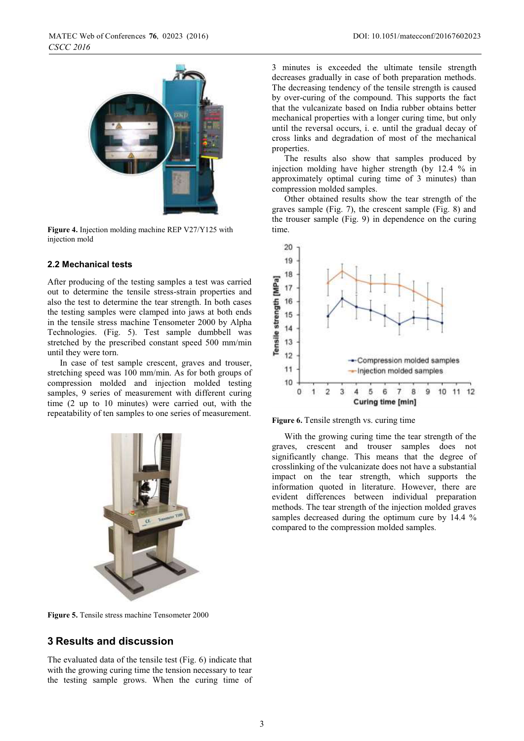Figure 4. Injection molding machine REP V27/Y125 with injection mold

### 2.2 Mechanical tests

After producing of the testing samples a test was carried out to determine the tensile stress-strain properties and also the test to determine the tear strength. In both cases the testing samples were clamped into jaws at both ends in the tensile stress machine Tensometer 2000 by Alpha Technologies. (Fig. 5). Test sample dumbbell was stretched by the prescribed constant speed 500 mm/min until they were torn.

In case of test sample crescent, graves and trouser, stretching speed was 100 mm/min. As for both groups of compression molded and injection molded testing samples, 9 series of measurement with different curing time (2 up to 10 minutes) were carried out, with the repeatability of ten samples to one series of measurement.

Figure 5. Tensile stress machine Tensometer 2000

## 3 Results and discussion

The evaluated data of the tensile test (Fig. 6) indicate that with the growing curing time the tension necessary to tear the testing sample grows. When the curing time of 3 minutes is exceeded the ultimate tensile strength decreases gradually in case of both preparation methods. The decreasing tendency of the tensile strength is caused by over-curing of the compound. This supports the fact that the vulcanizate based on India rubber obtains better mechanical properties with a longer curing time, but only until the reversal occurs, i. e. until the gradual decay of cross links and degradation of most of the mechanical properties.

The results also show that samples produced by injection molding have higher strength (by 12.4 % in approximately optimal curing time of 3 minutes) than compression molded samples.

Other obtained results show the tear strength of the graves sample (Fig. 7), the crescent sample (Fig. 8) and the trouser sample (Fig. 9) in dependence on the curing time.

Figure 6. Tensile strength vs. curing time

With the growing curing time the tear strength of the graves, crescent and trouser samples does not significantly change. This means that the degree of crosslinking of the vulcanizate does not have a substantial impact on the tear strength, which supports the information quoted in literature. However, there are evident differences between individual preparation methods. The tear strength of the injection molded graves samples decreased during the optimum cure by 14.4 % compared to the compression molded samples.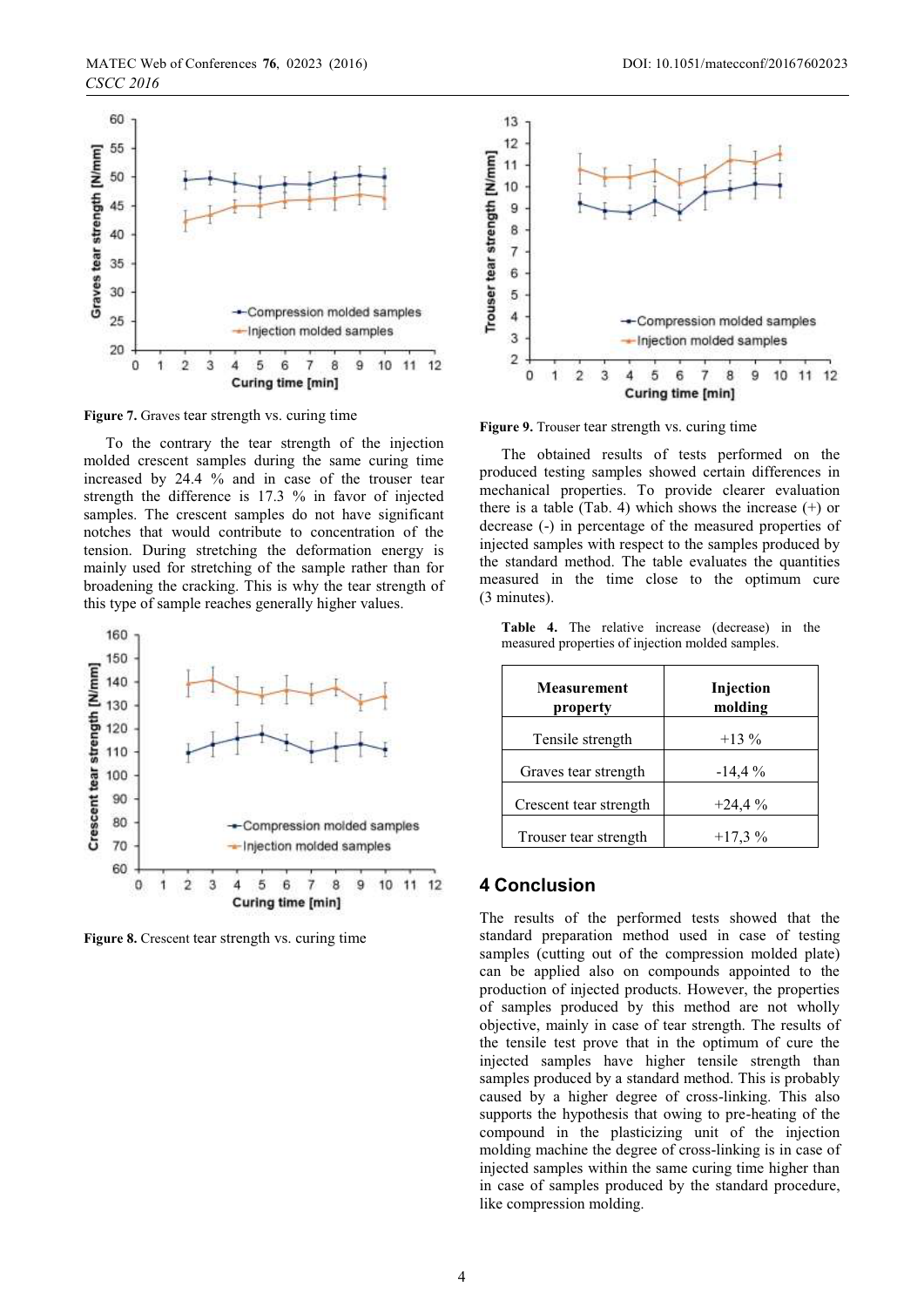Figure 7. Graves tear strength vs. curing time

To the contrary the tear strength of the injection molded crescent samples during the same curing time increased by 24.4 % and in case of the trouser tear strength the difference is 17.3 % in favor of injected samples. The crescent samples do not have significant notches that would contribute to concentration of the tension. During stretching the deformation energy is mainly used for stretching of the sample rather than for broadening the cracking. This is why the tear strength of this type of sample reaches generally higher values.

Figure 8. Crescent tear strength vs. curing time

Figure 9. Trouser tear strength vs. curing time

The obtained results of tests performed on the produced testing samples showed certain differences in mechanical properties. To provide clearer evaluation there is a table (Tab. 4) which shows the increase (+) or decrease (-) in percentage of the measured properties of injected samples with respect to the samples produced by the standard method. The table evaluates the quantities measured in the time close to the optimum cure (3 minutes).

**Table 4.** The relative increase (decrease) in the measured properties of injection molded samples.

| Measurement property | Injection molding |
|---|---|
| Tensile strength | +13 % |
| Graves tear strength | -14,4 % |
| Crescent tear strength | +24,4 % |
| Trouser tear strength | +17,3 % |

## 4 Conclusion

The results of the performed tests showed that the standard preparation method used in case of testing samples (cutting out of the compression molded plate) can be applied also on compounds appointed to the production of injected products. However, the properties of samples produced by this method are not wholly objective, mainly in case of tear strength. The results of the tensile test prove that in the optimum of cure the injected samples have higher tensile strength than samples produced by a standard method. This is probably caused by a higher degree of cross-linking. This also supports the hypothesis that owing to pre-heating of the compound in the plasticizing unit of the injection molding machine the degree of cross-linking is in case of injected samples within the same curing time higher than in case of samples produced by the standard procedure, like compression molding.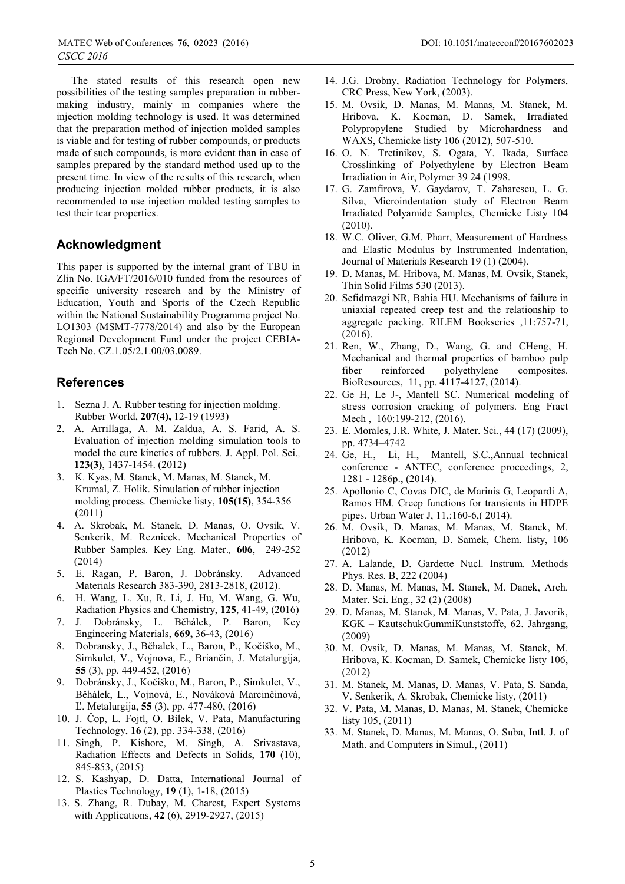The stated results of this research open new possibilities of the testing samples preparation in rubber-making industry, mainly in companies where the injection molding technology is used. It was determined that the preparation method of injection molded samples is viable and for testing of rubber compounds, or products made of such compounds, is more evident than in case of samples prepared by the standard method used up to the present time. In view of the results of this research, when producing injection molded rubber products, it is also recommended to use injection molded testing samples to test their tear properties.

## Acknowledgment

This paper is supported by the internal grant of TBU in Zlin No. IGA/FT/2016/010 funded from the resources of specific university research and by the Ministry of Education, Youth and Sports of the Czech Republic within the National Sustainability Programme project No. LO1303 (MSMT-7778/2014) and also by the European Regional Development Fund under the project CEBIA-Tech No. CZ.1.05/2.1.00/03.0089.

## References

1. Sezna J. A. Rubber testing for injection molding. Rubber World, **207(4),** 12-19 (1993)
2. A. Arrillaga, A. M. Zaldua, A. S. Farid, A. S. Evaluation of injection molding simulation tools to model the cure kinetics of rubbers. J. Appl. Pol. Sci., **123(3)**, 1437-1454. (2012)
3. K. Kyas, M. Stanek, M. Manas, M. Stanek, M. Krumal, Z. Holik. Simulation of rubber injection molding process. Chemicke listy, **105(15)**, 354-356 (2011)
4. A. Skrobak, M. Stanek, D. Manas, O. Ovsik, V. Senkerik, M. Reznicek. Mechanical Properties of Rubber Samples*.* Key Eng. Mater., **606**, 249-252 (2014)
5. E. Ragan, P. Baron, J. Dobránsky. Advanced Materials Research 383-390, 2813-2818, (2012).
6. H. Wang, L. Xu, R. Li, J. Hu, M. Wang, G. Wu, Radiation Physics and Chemistry, **125**, 41-49, (2016)
7. J. Dobránsky, L. Běhálek, P. Baron, Key Engineering Materials, **669,** 36-43, (2016)
8. Dobransky, J., Běhalek, L., Baron, P., Kočiško, M., Simkulet, V., Vojnova, E., Briančin, J. Metalurgija, **55** (3), pp. 449-452, (2016)
9. Dobránsky, J., Kočiško, M., Baron, P., Simkulet, V., Běhálek, L., Vojnová, E., Nováková Marcinčinová, Ľ. Metalurgija, **55** (3), pp. 477-480, (2016)
10. J. Čop, L. Fojtl, O. Bílek, V. Pata, Manufacturing Technology, **16** (2), pp. 334-338, (2016)
11. Singh, P. Kishore, M. Singh, A. Srivastava, Radiation Effects and Defects in Solids, **170** (10), 845-853, (2015)
12. S. Kashyap, D. Datta, International Journal of Plastics Technology, **19** (1), 1-18, (2015)
13. S. Zhang, R. Dubay, M. Charest, Expert Systems with Applications, **42** (6), 2919-2927, (2015)
14. J.G. Drobny, Radiation Technology for Polymers, CRC Press, New York, (2003).
15. M. Ovsik, D. Manas, M. Manas, M. Stanek, M. Hribova, K. Kocman, D. Samek, Irradiated Polypropylene Studied by Microhardness and WAXS, Chemicke listy 106 (2012), 507-510.
16. O. N. Tretinikov, S. Ogata, Y. Ikada, Surface Crosslinking of Polyethylene by Electron Beam Irradiation in Air, Polymer 39 24 (1998.
17. G. Zamfirova, V. Gaydarov, T. Zaharescu, L. G. Silva, Microindentation study of Electron Beam Irradiated Polyamide Samples, Chemicke Listy 104 (2010).
18. W.C. Oliver, G.M. Pharr, Measurement of Hardness and Elastic Modulus by Instrumented Indentation, Journal of Materials Research 19 (1) (2004).
19. D. Manas, M. Hribova, M. Manas, M. Ovsik, Stanek, Thin Solid Films 530 (2013).
20. Sefidmazgi NR, Bahia HU. Mechanisms of failure in uniaxial repeated creep test and the relationship to aggregate packing. RILEM Bookseries ,11:757-71, (2016).
21. Ren, W., Zhang, D., Wang, G. and CHeng, H. Mechanical and thermal properties of bamboo pulp fiber reinforced polyethylene composites. BioResources, 11, pp. 4117-4127, (2014).
22. Ge H, Le J-, Mantell SC. Numerical modeling of stress corrosion cracking of polymers. Eng Fract Mech , 160:199-212, (2016).
23. E. Morales, J.R. White, J. Mater. Sci., 44 (17) (2009), pp. 4734–4742
24. Ge, H., Li, H., Mantell, S.C.,Annual technical conference - ANTEC, conference proceedings, 2, 1281 - 1286p., (2014).
25. Apollonio C, Covas DIC, de Marinis G, Leopardi A, Ramos HM. Creep functions for transients in HDPE pipes. Urban Water J, 11,:160-6,( 2014).
26. M. Ovsik, D. Manas, M. Manas, M. Stanek, M. Hribova, K. Kocman, D. Samek, Chem. listy, 106 (2012)
27. A. Lalande, D. Gardette Nucl. Instrum. Methods Phys. Res. B, 222 (2004)
28. D. Manas, M. Manas, M. Stanek, M. Danek, Arch. Mater. Sci. Eng., 32 (2) (2008)
29. D. Manas, M. Stanek, M. Manas, V. Pata, J. Javorik, KGK – KautschukGummiKunststoffe, 62. Jahrgang, (2009)
30. M. Ovsik, D. Manas, M. Manas, M. Stanek, M. Hribova, K. Kocman, D. Samek, Chemicke listy 106, (2012)
31. M. Stanek, M. Manas, D. Manas, V. Pata, S. Sanda, V. Senkerik, A. Skrobak, Chemicke listy, (2011)
32. V. Pata, M. Manas, D. Manas, M. Stanek, Chemicke listy 105, (2011)
33. M. Stanek, D. Manas, M. Manas, O. Suba, Intl. J. of Math. and Computers in Simul., (2011)